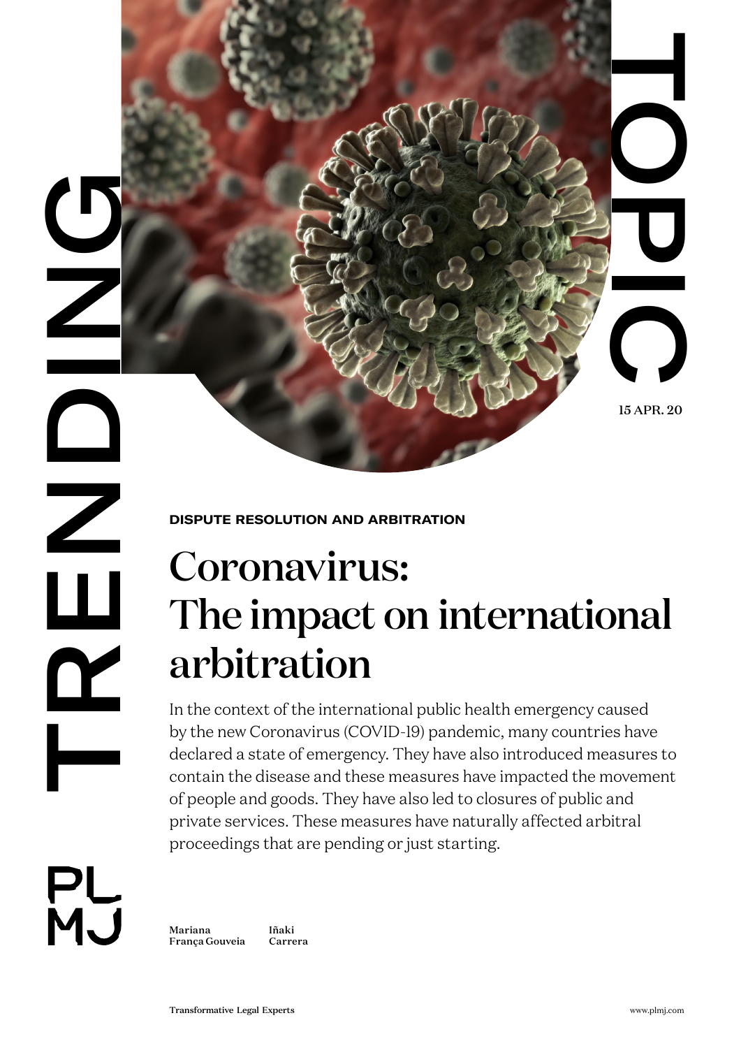TRENDING TOPIC

15 APR. 20

**DISPUTE RESOLUTION AND ARBITRATION**

# Coronavirus: The impact on international arbitration

In the context of the international public health emergency caused by the new Coronavirus (COVID-19) pandemic, many countries have declared a state of emergency. They have also introduced measures to contain the disease and these measures have impacted the movement of people and goods. They have also led to closures of public and private services. These measures have naturally affected arbitral proceedings that are pending or just starting.

Mariana França Gouveia

Iñaki Carrera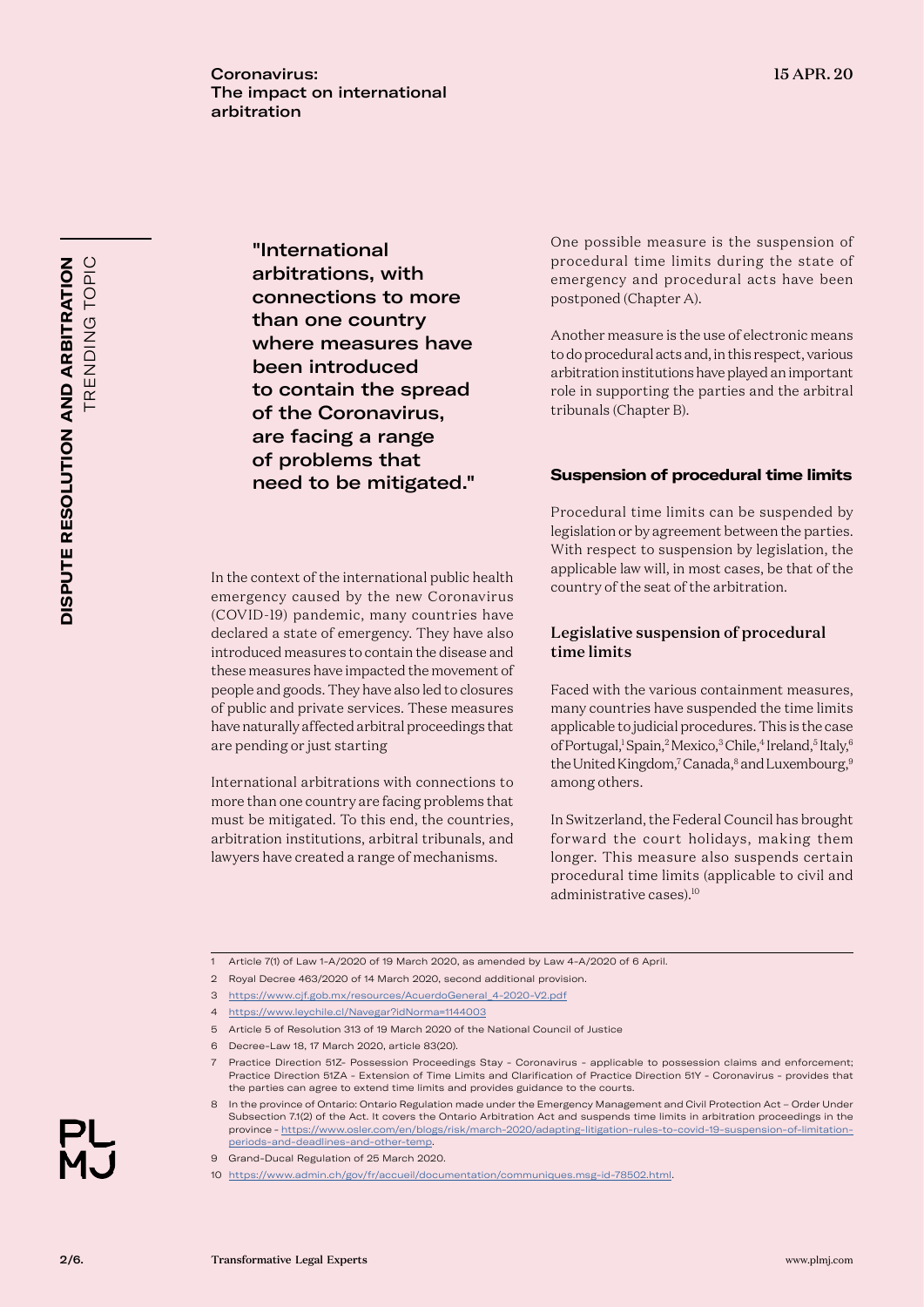"International arbitrations, with connections to more than one country where measures have been introduced to contain the spread of the Coronavirus, are facing a range of problems that need to be mitigated."

In the context of the international public health emergency caused by the new Coronavirus (COVID-19) pandemic, many countries have declared a state of emergency. They have also introduced measures to contain the disease and these measures have impacted the movement of people and goods. They have also led to closures of public and private services. These measures have naturally affected arbitral proceedings that are pending or just starting

International arbitrations with connections to more than one country are facing problems that must be mitigated. To this end, the countries, arbitration institutions, arbitral tribunals, and lawyers have created a range of mechanisms.

One possible measure is the suspension of procedural time limits during the state of emergency and procedural acts have been postponed (Chapter A).

Another measure is the use of electronic means to do procedural acts and, in this respect, various arbitration institutions have played an important role in supporting the parties and the arbitral tribunals (Chapter B).

## Suspension of procedural time limits

Procedural time limits can be suspended by legislation or by agreement between the parties. With respect to suspension by legislation, the applicable law will, in most cases, be that of the country of the seat of the arbitration.

### Legislative suspension of procedural time limits

Faced with the various containment measures, many countries have suspended the time limits applicable to judicial procedures. This is the case of Portugal,[1] Spain,[2] Mexico,[3] Chile,[4] Ireland,[5] Italy,[6] the United Kingdom,[7] Canada,[8] and Luxembourg,[9] among others.

In Switzerland, the Federal Council has brought forward the court holidays, making them longer. This measure also suspends certain procedural time limits (applicable to civil and administrative cases).[10]

---

1 Article 7(1) of Law 1-A/2020 of 19 March 2020, as amended by Law 4-A/2020 of 6 April.

2 Royal Decree 463/2020 of 14 March 2020, second additional provision.

3 https://www.cjf.gob.mx/resources/AcuerdoGeneral_4-2020-V2.pdf

4 https://www.leychile.cl/Navegar?idNorma=1144003

5 Article 5 of Resolution 313 of 19 March 2020 of the National Council of Justice

6 Decree-Law 18, 17 March 2020, article 83(20).

7 Practice Direction 51Z- Possession Proceedings Stay - Coronavirus - applicable to possession claims and enforcement; Practice Direction 51ZA - Extension of Time Limits and Clarification of Practice Direction 51Y - Coronavirus - provides that the parties can agree to extend time limits and provides guidance to the courts.

8 In the province of Ontario: Ontario Regulation made under the Emergency Management and Civil Protection Act – Order Under Subsection 7.1(2) of the Act. It covers the Ontario Arbitration Act and suspends time limits in arbitration proceedings in the province - https://www.osler.com/en/blogs/risk/march-2020/adapting-litigation-rules-to-covid-19-suspension-of-limitation-periods-and-deadlines-and-other-temp.

9 Grand-Ducal Regulation of 25 March 2020.

10 https://www.admin.ch/gov/fr/accueil/documentation/communiques.msg-id-78502.html.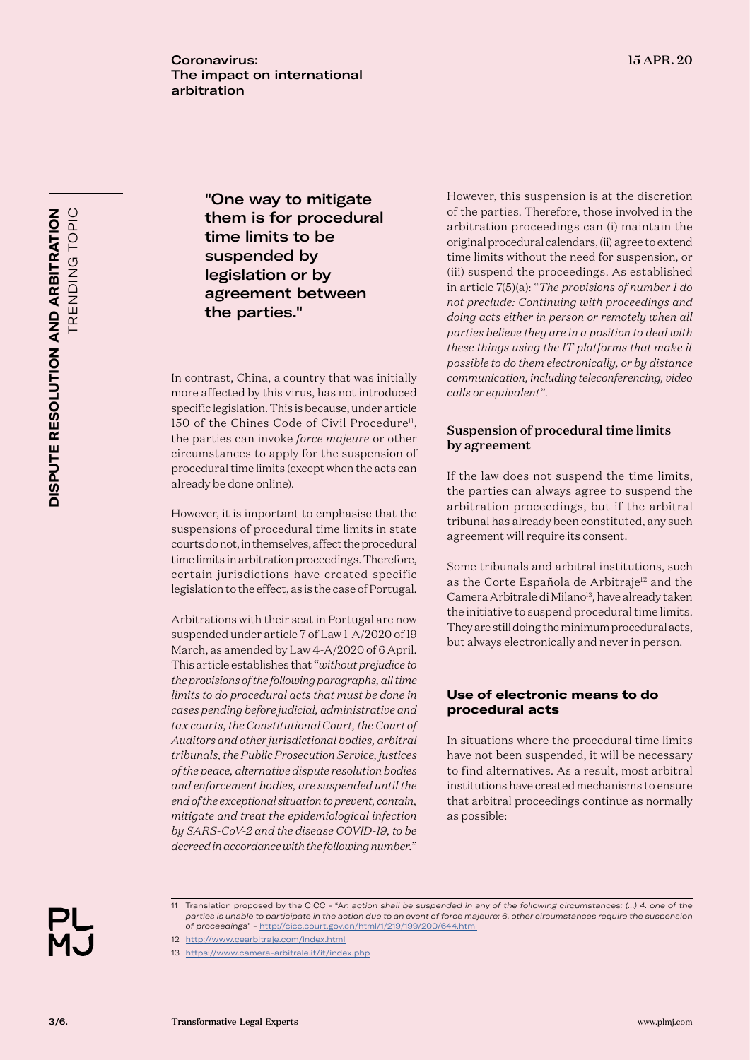"One way to mitigate them is for procedural time limits to be suspended by legislation or by agreement between the parties."

In contrast, China, a country that was initially more affected by this virus, has not introduced specific legislation. This is because, under article 150 of the Chines Code of Civil Procedure[11], the parties can invoke *force majeure* or other circumstances to apply for the suspension of procedural time limits (except when the acts can already be done online).

However, it is important to emphasise that the suspensions of procedural time limits in state courts do not, in themselves, affect the procedural time limits in arbitration proceedings. Therefore, certain jurisdictions have created specific legislation to the effect, as is the case of Portugal.

Arbitrations with their seat in Portugal are now suspended under article 7 of Law 1-A/2020 of 19 March, as amended by Law 4-A/2020 of 6 April. This article establishes that "*without prejudice to the provisions of the following paragraphs, all time limits to do procedural acts that must be done in cases pending before judicial, administrative and tax courts, the Constitutional Court, the Court of Auditors and other jurisdictional bodies, arbitral tribunals, the Public Prosecution Service, justices of the peace, alternative dispute resolution bodies and enforcement bodies, are suspended until the end of the exceptional situation to prevent, contain, mitigate and treat the epidemiological infection by SARS-CoV-2 and the disease COVID-19, to be decreed in accordance with the following number.*"

However, this suspension is at the discretion of the parties. Therefore, those involved in the arbitration proceedings can (i) maintain the original procedural calendars, (ii) agree to extend time limits without the need for suspension, or (iii) suspend the proceedings. As established in article 7(5)(a): "*The provisions of number 1 do not preclude: Continuing with proceedings and doing acts either in person or remotely when all parties believe they are in a position to deal with these things using the IT platforms that make it possible to do them electronically, or by distance communication, including teleconferencing, video calls or equivalent*".

### Suspension of procedural time limits by agreement

If the law does not suspend the time limits, the parties can always agree to suspend the arbitration proceedings, but if the arbitral tribunal has already been constituted, any such agreement will require its consent.

Some tribunals and arbitral institutions, such as the Corte Española de Arbitraje[12] and the Camera Arbitrale di Milano[13], have already taken the initiative to suspend procedural time limits. They are still doing the minimum procedural acts, but always electronically and never in person.

### Use of electronic means to do procedural acts

In situations where the procedural time limits have not been suspended, it will be necessary to find alternatives. As a result, most arbitral institutions have created mechanisms to ensure that arbitral proceedings continue as normally as possible:

---

11 Translation proposed by the CICC - "*An action shall be suspended in any of the following circumstances: (...) 4. one of the parties is unable to participate in the action due to an event of force majeure; 6. other circumstances require the suspension of proceedings*" - http://cicc.court.gov.cn/html/1/219/199/200/644.html

12 http://www.cearbitraje.com/index.html

13 https://www.camera-arbitrale.it/it/index.php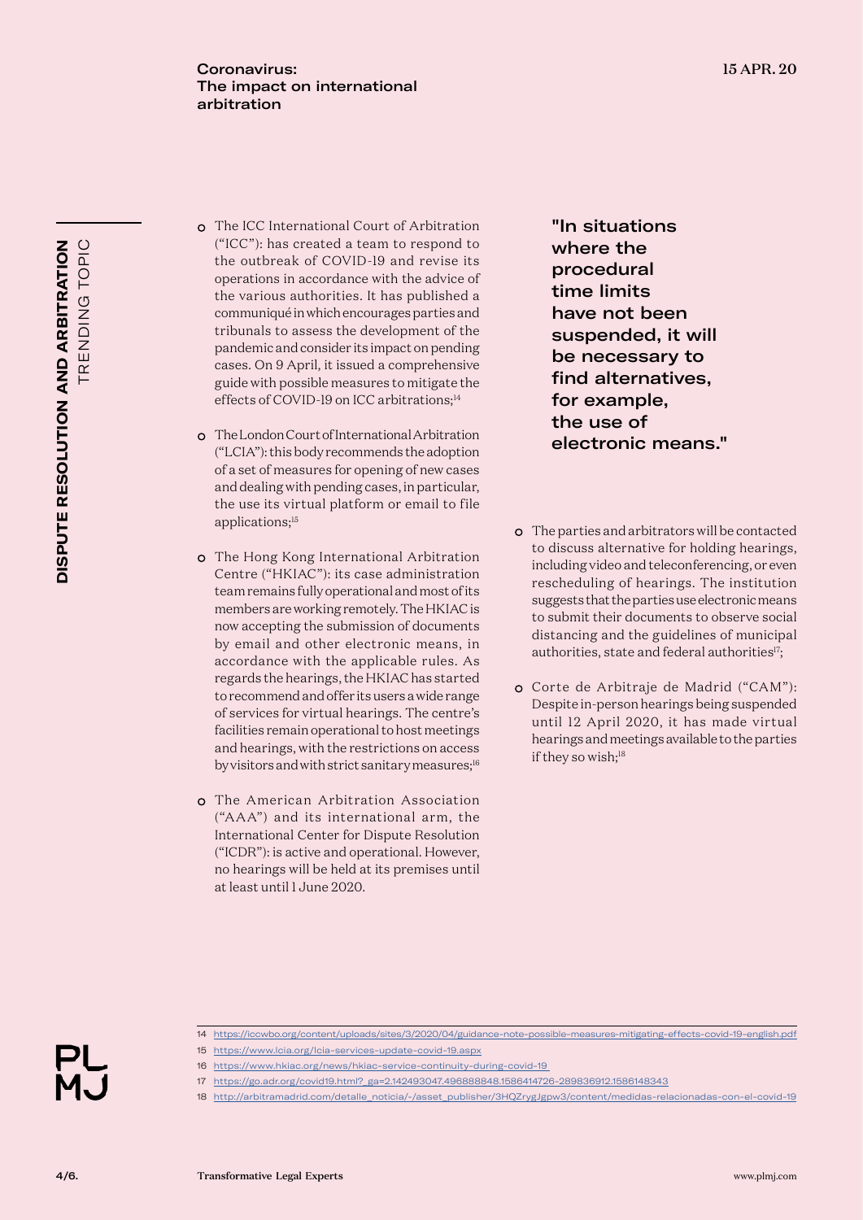- The ICC International Court of Arbitration ("ICC"): has created a team to respond to the outbreak of COVID-19 and revise its operations in accordance with the advice of the various authorities. It has published a communiqué in which encourages parties and tribunals to assess the development of the pandemic and consider its impact on pending cases. On 9 April, it issued a comprehensive guide with possible measures to mitigate the effects of COVID-19 on ICC arbitrations;[14]

- The London Court of International Arbitration ("LCIA"): this body recommends the adoption of a set of measures for opening of new cases and dealing with pending cases, in particular, the use its virtual platform or email to file applications;[15]

- The Hong Kong International Arbitration Centre ("HKIAC"): its case administration team remains fully operational and most of its members are working remotely. The HKIAC is now accepting the submission of documents by email and other electronic means, in accordance with the applicable rules. As regards the hearings, the HKIAC has started to recommend and offer its users a wide range of services for virtual hearings. The centre's facilities remain operational to host meetings and hearings, with the restrictions on access by visitors and with strict sanitary measures;[16]

- The American Arbitration Association ("AAA") and its international arm, the International Center for Dispute Resolution ("ICDR"): is active and operational. However, no hearings will be held at its premises until at least until 1 June 2020.

**"In situations where the procedural time limits have not been suspended, it will be necessary to find alternatives, for example, the use of electronic means."**

- The parties and arbitrators will be contacted to discuss alternative for holding hearings, including video and teleconferencing, or even rescheduling of hearings. The institution suggests that the parties use electronic means to submit their documents to observe social distancing and the guidelines of municipal authorities, state and federal authorities[17];

- Corte de Arbitraje de Madrid ("CAM"): Despite in-person hearings being suspended until 12 April 2020, it has made virtual hearings and meetings available to the parties if they so wish;[18]

---

14 https://iccwbo.org/content/uploads/sites/3/2020/04/guidance-note-possible-measures-mitigating-effects-covid-19-english.pdf

15 https://www.lcia.org/lcia-services-update-covid-19.aspx

16 https://www.hkiac.org/news/hkiac-service-continuity-during-covid-19

17 https://go.adr.org/covid19.html?_ga=2.142493047.496888848.1586414726-289836912.1586148343

18 http://arbitramadrid.com/detalle_noticia/-/asset_publisher/3HQZrygJgpw3/content/medidas-relacionadas-con-el-covid-19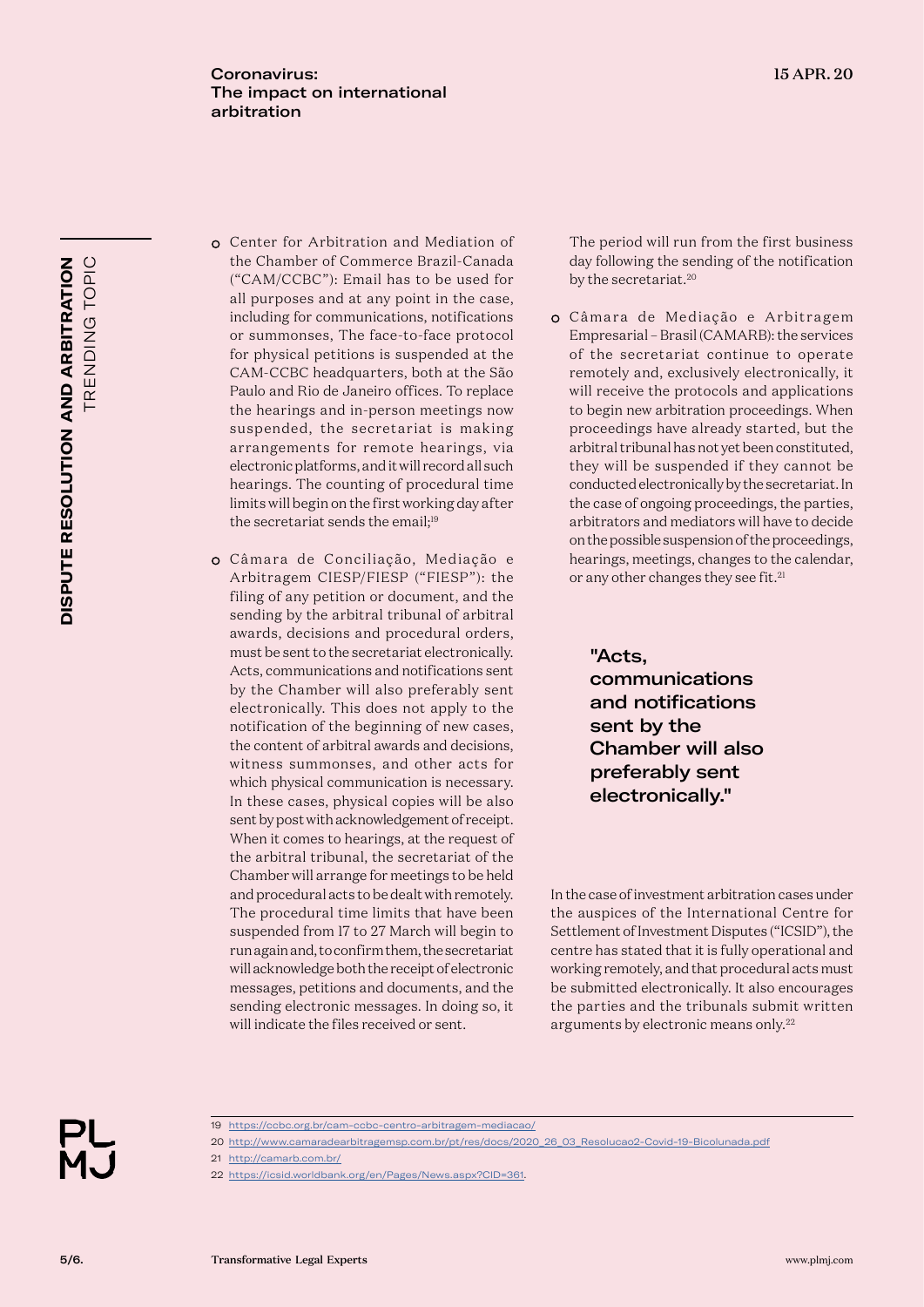- Center for Arbitration and Mediation of the Chamber of Commerce Brazil-Canada ("CAM/CCBC"): Email has to be used for all purposes and at any point in the case, including for communications, notifications or summonses, The face-to-face protocol for physical petitions is suspended at the CAM-CCBC headquarters, both at the São Paulo and Rio de Janeiro offices. To replace the hearings and in-person meetings now suspended, the secretariat is making arrangements for remote hearings, via electronic platforms, and it will record all such hearings. The counting of procedural time limits will begin on the first working day after the secretariat sends the email;[19]

- Câmara de Conciliação, Mediação e Arbitragem CIESP/FIESP ("FIESP"): the filing of any petition or document, and the sending by the arbitral tribunal of arbitral awards, decisions and procedural orders, must be sent to the secretariat electronically. Acts, communications and notifications sent by the Chamber will also preferably sent electronically. This does not apply to the notification of the beginning of new cases, the content of arbitral awards and decisions, witness summonses, and other acts for which physical communication is necessary. In these cases, physical copies will be also sent by post with acknowledgement of receipt. When it comes to hearings, at the request of the arbitral tribunal, the secretariat of the Chamber will arrange for meetings to be held and procedural acts to be dealt with remotely. The procedural time limits that have been suspended from 17 to 27 March will begin to run again and, to confirm them, the secretariat will acknowledge both the receipt of electronic messages, petitions and documents, and the sending electronic messages. In doing so, it will indicate the files received or sent.

  The period will run from the first business day following the sending of the notification by the secretariat.[20]

- Câmara de Mediação e Arbitragem Empresarial – Brasil (CAMARB): the services of the secretariat continue to operate remotely and, exclusively electronically, it will receive the protocols and applications to begin new arbitration proceedings. When proceedings have already started, but the arbitral tribunal has not yet been constituted, they will be suspended if they cannot be conducted electronically by the secretariat. In the case of ongoing proceedings, the parties, arbitrators and mediators will have to decide on the possible suspension of the proceedings, hearings, meetings, changes to the calendar, or any other changes they see fit.[21]

> **"Acts, communications and notifications sent by the Chamber will also preferably sent electronically."**

In the case of investment arbitration cases under the auspices of the International Centre for Settlement of Investment Disputes ("ICSID"), the centre has stated that it is fully operational and working remotely, and that procedural acts must be submitted electronically. It also encourages the parties and the tribunals submit written arguments by electronic means only.[22]

---

19 https://ccbc.org.br/cam-ccbc-centro-arbitragem-mediacao/

20 http://www.camaradearbitragemsp.com.br/pt/res/docs/2020_26_03_Resolucao2-Covid-19-Bicolunada.pdf

21 http://camarb.com.br/

22 https://icsid.worldbank.org/en/Pages/News.aspx?CID=361.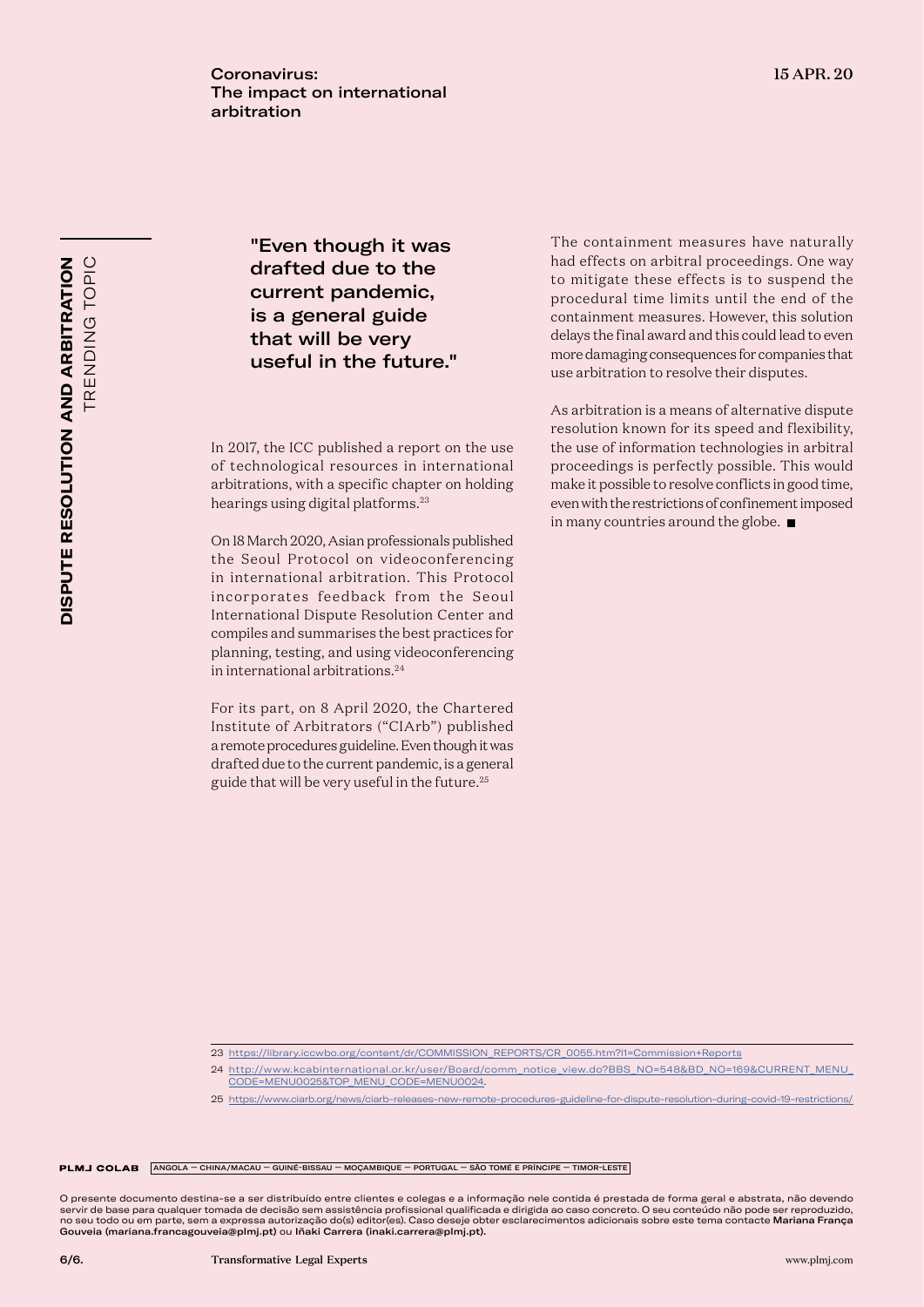"Even though it was drafted due to the current pandemic, is a general guide that will be very useful in the future."

In 2017, the ICC published a report on the use of technological resources in international arbitrations, with a specific chapter on holding hearings using digital platforms.[23]

On 18 March 2020, Asian professionals published the Seoul Protocol on videoconferencing in international arbitration. This Protocol incorporates feedback from the Seoul International Dispute Resolution Center and compiles and summarises the best practices for planning, testing, and using videoconferencing in international arbitrations.[24]

For its part, on 8 April 2020, the Chartered Institute of Arbitrators ("CIArb") published a remote procedures guideline. Even though it was drafted due to the current pandemic, is a general guide that will be very useful in the future.[25]

The containment measures have naturally had effects on arbitral proceedings. One way to mitigate these effects is to suspend the procedural time limits until the end of the containment measures. However, this solution delays the final award and this could lead to even more damaging consequences for companies that use arbitration to resolve their disputes.

As arbitration is a means of alternative dispute resolution known for its speed and flexibility, the use of information technologies in arbitral proceedings is perfectly possible. This would make it possible to resolve conflicts in good time, even with the restrictions of confinement imposed in many countries around the globe. ■

---

23 https://library.iccwbo.org/content/dr/COMMISSION_REPORTS/CR_0055.htm?l1=Commission+Reports

24 http://www.kcabinternational.or.kr/user/Board/comm_notice_view.do?BBS_NO=548&BD_NO=169&CURRENT_MENU_CODE=MENU0025&TOP_MENU_CODE=MENU0024.

25 https://www.ciarb.org/news/ciarb-releases-new-remote-procedures-guideline-for-dispute-resolution-during-covid-19-restrictions/

PLMJ COLAB — ANGOLA — CHINA/MACAU — GUINÉ-BISSAU — MOÇAMBIQUE — PORTUGAL — SÃO TOMÉ E PRÍNCIPE — TIMOR-LESTE

O presente documento destina-se a ser distribuído entre clientes e colegas e a informação nele contida é prestada de forma geral e abstrata, não devendo servir de base para qualquer tomada de decisão sem assistência profissional qualificada e dirigida ao caso concreto. O seu conteúdo não pode ser reproduzido, no seu todo ou em parte, sem a expressa autorização do(s) editor(es). Caso deseje obter esclarecimentos adicionais sobre este tema contacte **Mariana França Gouveia (mariana.francagouveia@plmj.pt)** ou **Iñaki Carrera (inaki.carrera@plmj.pt).**